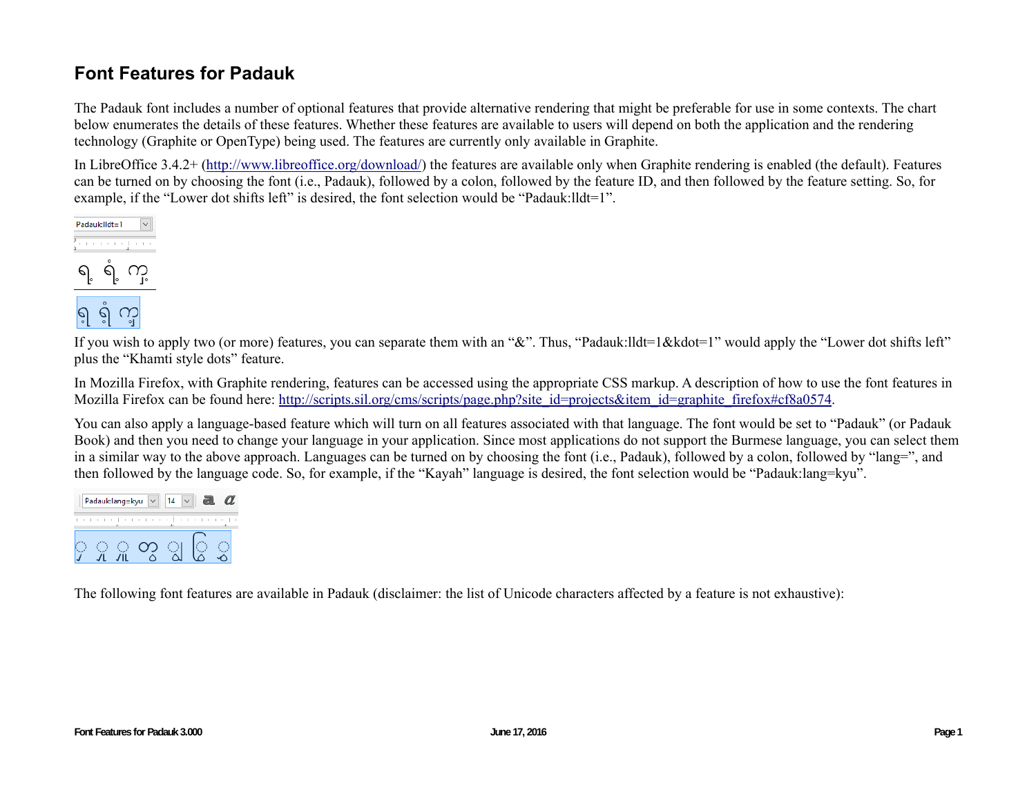# Font Features for Padauk

The Padauk font includes a number of optional features that provide alternative rendering that might be preferable for use in some contexts. The chart below enumerates the details of these features. Whether these features are available to users will depend on both the application and the rendering technology (Graphite or OpenType) being used. The features are currently only available in Graphite.

In LibreOffice 3.4.2+ (http://www.libreoffice.org/download/) the features are available only when Graphite rendering is enabled (the default). Features can be turned on by choosing the font (i.e., Padauk), followed by a colon, followed by the feature ID, and then followed by the feature setting. So, for example, if the "Lower dot shifts left" is desired, the font selection would be "Padauk:lldt=1".

If you wish to apply two (or more) features, you can separate them with an "&". Thus, "Padauk:lldt=1&kdot=1" would apply the "Lower dot shifts left" plus the "Khamti style dots" feature.

In Mozilla Firefox, with Graphite rendering, features can be accessed using the appropriate CSS markup. A description of how to use the font features in Mozilla Firefox can be found here: http://scripts.sil.org/cms/scripts/page.php?site_id=projects&item_id=graphite_firefox#cf8a0574.

You can also apply a language-based feature which will turn on all features associated with that language. The font would be set to "Padauk" (or Padauk Book) and then you need to change your language in your application. Since most applications do not support the Burmese language, you can select them in a similar way to the above approach. Languages can be turned on by choosing the font (i.e., Padauk), followed by a colon, followed by "lang=", and then followed by the language code. So, for example, if the "Kayah" language is desired, the font selection would be "Padauk:lang=kyu".

The following font features are available in Padauk (disclaimer: the list of Unicode characters affected by a feature is not exhaustive):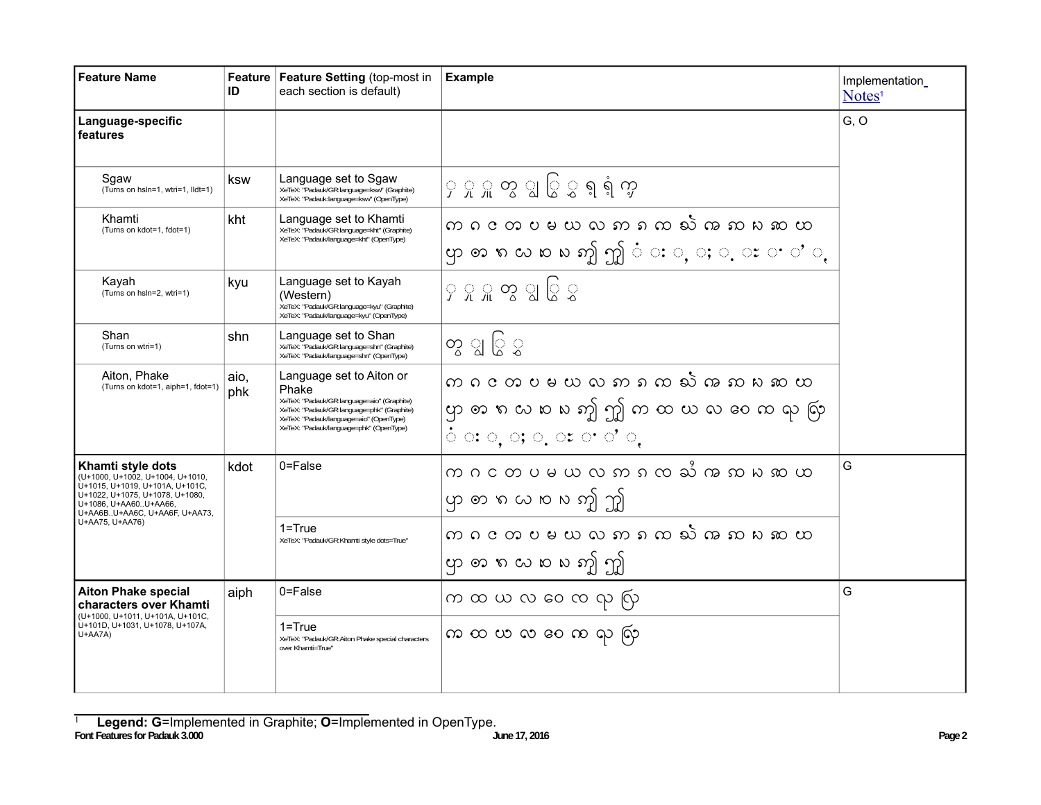| Feature Name | Feature ID | Feature Setting (top-most in each section is default) | Example | Implementation Notes[1] |
|---|---|---|---|---|
| **Language-specific features** | | | | G, O |
| Sgaw (Turns on hsln=1, wtri=1, lldt=1) | ksw | Language set to Sgaw<br>XeTeX: "Padauk/GR:language=ksw" (Graphite)<br>XeTeX: "Padauk:language=ksw" (OpenType) | ◌ှ ◌ျှ ◌ျှ တွ ◌ျ ◌ြ ◌ွ ရ ရံ ကှ | |
| Khamti (Turns on kdot=1, fdot=1) | kht | Language set to Khamti<br>XeTeX: "Padauk/GR:language=kht" (Graphite)<br>XeTeX: "Padauk/language=kht" (OpenType) | က ဂ င တ ပ မ ယ လ ꩠ ꩡ ꩢ ꩣ ꩤ ꩥ ꩦ ꩫ ꩬ ꩯ ꩳ ꩵ ꩶ ꩲ ꩴ ꩷ ◌ံ ◌း ◌ု ◌; ◌့ ◌း ◌ ◌် ◌ု | |
| Kayah (Turns on hsln=2, wtri=1) | kyu | Language set to Kayah (Western)<br>XeTeX: "Padauk/GR:language=kyu" (Graphite)<br>XeTeX: "Padauk/language=kyu" (OpenType) | ◌ှ ◌ျှ ◌ျှ တွ ◌ျ ◌ြ ◌ွ | |
| Shan (Turns on wtri=1) | shn | Language set to Shan<br>XeTeX: "Padauk/GR:language=shn" (Graphite)<br>XeTeX: "Padauk/language=shn" (OpenType) | တွ ◌ျ ◌ြ ◌ွ | |
| Aiton, Phake (Turns on kdot=1, aiph=1, fdot=1) | aio, phk | Language set to Aiton or Phake<br>XeTeX: "Padauk/GR:language=aio" (Graphite)<br>XeTeX: "Padauk/GR:language=phk" (Graphite)<br>XeTeX: "Padauk/language=aio" (OpenType)<br>XeTeX: "Padauk/language=phk" (OpenType) | က ဂ င တ ပ မ ယ လ ꩠ ꩡ ꩢ ꩣ ꩤ ꩥ ꩦ ꩫ ꩬ ꩯ ꩳ ꩵ ꩶ ꩲ ꩴ ꩷ က ထ ယ လ ၔ ꩺ ရ ꩻ ◌ံ ◌း ◌ု ◌; ◌့ ◌း ◌ ◌် ◌ု | |
| **Khamti style dots** (U+1000, U+1002, U+1004, U+1010, U+1015, U+1019, U+101A, U+101C, U+1022, U+1075, U+1078, U+1080, U+1086, U+AA60..U+AA66, U+AA6B..U+AA6C, U+AA6F, U+AA73, U+AA75, U+AA76) | kdot | 0=False | က ဂ င တ ပ မ ယ လ ꩠ ꩡ ꩢ ꩣ ꩤ ꩥ ꩦ ꩫ ꩬ ꩯ ꩳ ꩵ ꩶ ꩲ ꩴ ꩷ | G |
| | | 1=True<br>XeTeX: "Padauk/GR:Khamti style dots=True" | က ဂ င တ ပ မ ယ လ ꩠ ꩡ ꩢ ꩣ ꩤ ꩥ ꩦ ꩫ ꩬ ꩯ ꩳ ꩵ ꩶ ꩲ ꩴ ꩷ | |
| **Aiton Phake special characters over Khamti** (U+1000, U+1011, U+101A, U+101C, U+101D, U+1031, U+1078, U+107A, U+AA7A) | aiph | 0=False | က ထ ယ လ ၔ ꩺ ရ ꩻ | G |
| | | 1=True<br>XeTeX: "Padauk/GR:Aiton Phake special characters over Khamti=True" | က ထ ယ လ ၔ ꩺ ရ ꩻ | |

[1] **Legend: G**=Implemented in Graphite; **O**=Implemented in OpenType.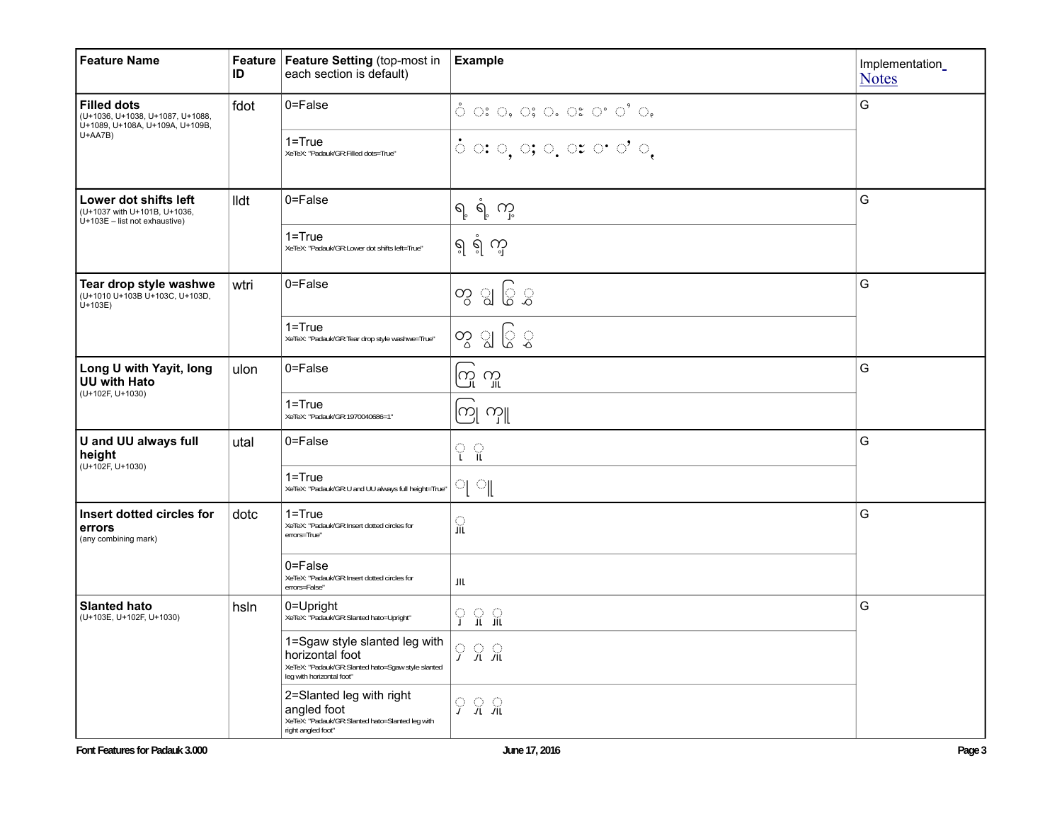| Feature Name | Feature ID | Feature Setting (top-most in each section is default) | Example | Implementation Notes |
|---|---|---|---|---|
| **Filled dots** (U+1036, U+1038, U+1087, U+1088, U+1089, U+108A, U+109A, U+109B, U+AA7B) | fdot | 0=False | ◌ံ ◌း ◌ႇ ◌ႈ ◌ႉ ◌ႊ ◌ႚ ◌ႛ ◌ꩻ | G |
| | | 1=True XeTeX: "Padauk/GR:Filled dots=True" | ◌ံ ◌း ◌ႇ ◌ႈ ◌ႉ ◌ႊ ◌ႚ ◌ႛ ◌ꩻ | |
| **Lower dot shifts left** (U+1037 with U+101B, U+1036, U+103E – list not exhaustive) | lldt | 0=False | ရ့ ရံ့ ကှ့ | G |
| | | 1=True XeTeX: "Padauk/GR:Lower dot shifts left=True" | ရ့ ရံ့ ကှ့ | |
| **Tear drop style washwe** (U+1010 U+103B U+103C, U+103D, U+103E) | wtri | 0=False | တွ ◌ျ ◌ြ ◌ွ | G |
| | | 1=True XeTeX: "Padauk/GR:Tear drop style washwe=True" | တွ ◌ျ ◌ြ ◌ွ | |
| **Long U with Yayit, long UU with Hato** (U+102F, U+1030) | ulon | 0=False | ကြု ကှူ | G |
| | | 1=True XeTeX: "Padauk/GR:1970040686=1" | ကြု ကှူ | |
| **U and UU always full height** (U+102F, U+1030) | utal | 0=False | ◌ု ◌ူ | G |
| | | 1=True XeTeX: "Padauk/GR:U and UU always full height=True" | ◌ု ◌ူ | |
| **Insert dotted circles for errors** (any combining mark) | dotc | 1=True XeTeX: "Padauk/GR:Insert dotted circles for errors=True" | ◌ှူ | G |
| | | 0=False XeTeX: "Padauk/GR:Insert dotted circles for errors=False" | ှူ | |
| **Slanted hato** (U+103E, U+102F, U+1030) | hsln | 0=Upright XeTeX: "Padauk/GR:Slanted hato=Upright" | ◌ှ ◌ှု ◌ှူ | G |
| | | 1=Sgaw style slanted leg with horizontal foot XeTeX: "Padauk/GR:Slanted hato=Sgaw style slanted leg with horizontal foot" | ◌ှ ◌ှု ◌ှူ | |
| | | 2=Slanted leg with right angled foot XeTeX: "Padauk/GR:Slanted hato=Slanted leg with right angled foot" | ◌ှ ◌ှု ◌ှူ | |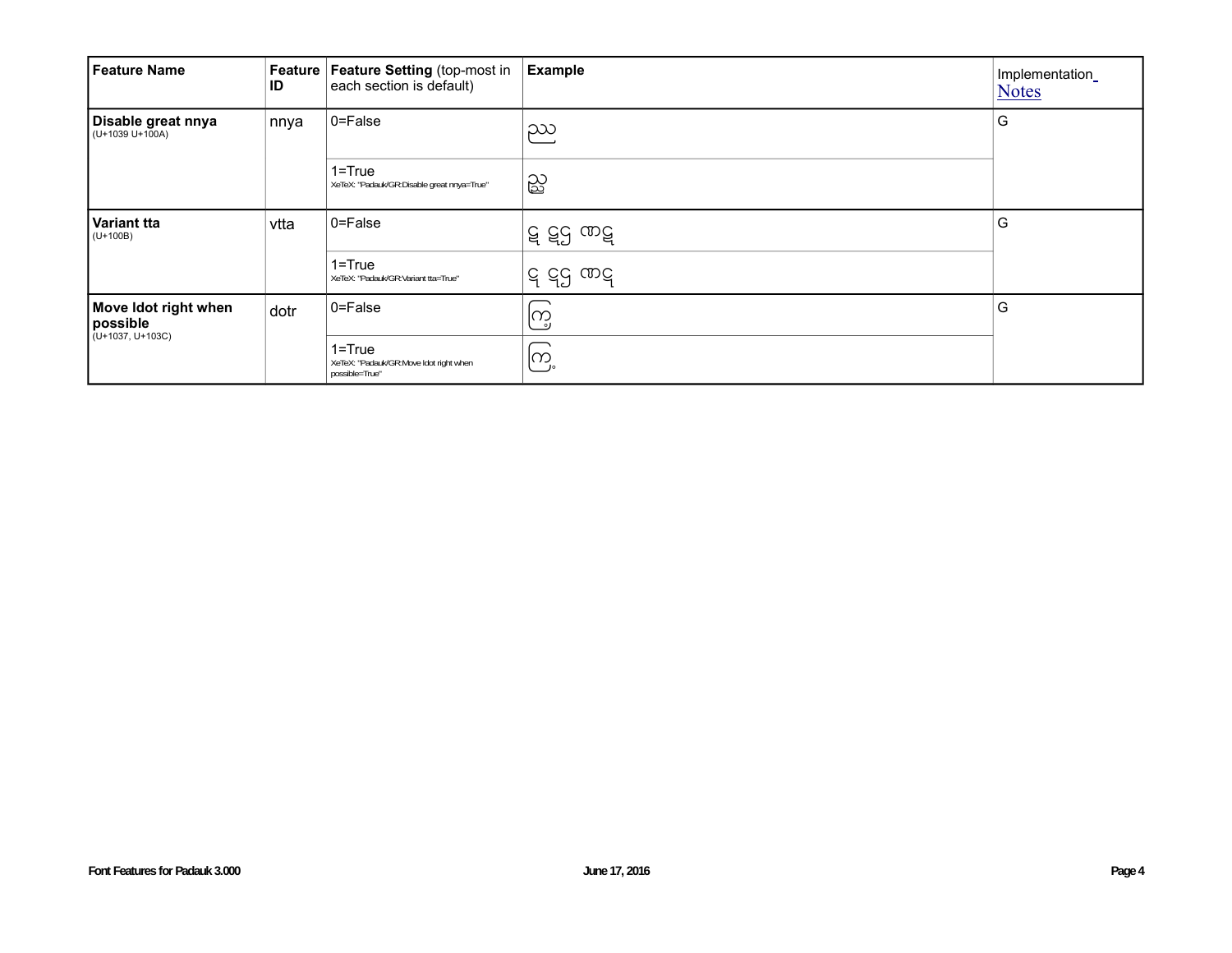| Feature Name | Feature ID | Feature Setting (top-most in each section is default) | Example | Implementation Notes |
|---|---|---|---|---|
| **Disable great nnya** (U+1039 U+100A) | nnya | 0=False | ည | G |
| | | 1=True XeTeX: "Padauk/GR:Disable great nnya=True" | ဉ္ဉ | |
| **Variant tta** (U+100B) | vtta | 0=False | ဋ ဋ္ဌ ဏ္ဍ | G |
| | | 1=True XeTeX: "Padauk/GR:Variant tta=True" | ဋ ဋ္ဌ ဏ္ဍ | |
| **Move ldot right when possible** (U+1037, U+103C) | dotr | 0=False | ကြ့ | G |
| | | 1=True XeTeX: "Padauk/GR:Move ldot right when possible=True" | ကြ့ | |